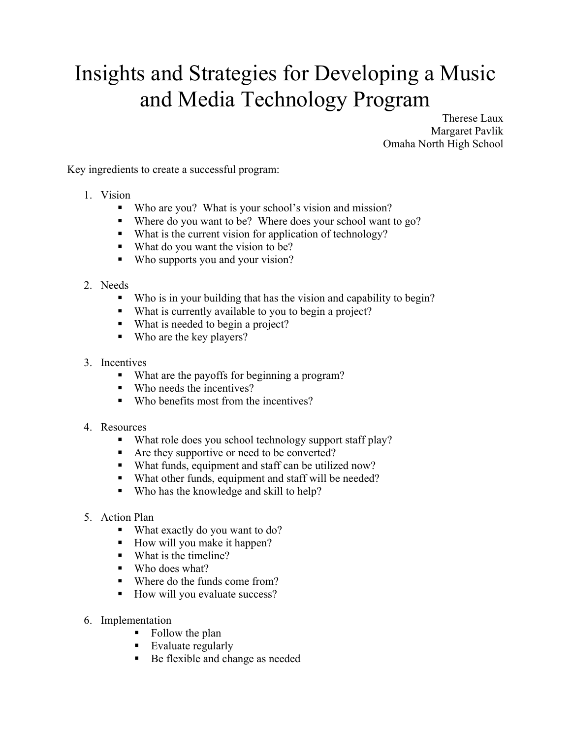# Insights and Strategies for Developing a Music and Media Technology Program

Therese Laux
Margaret Pavlik
Omaha North High School

Key ingredients to create a successful program:

1. Vision
   - Who are you? What is your school's vision and mission?
   - Where do you want to be? Where does your school want to go?
   - What is the current vision for application of technology?
   - What do you want the vision to be?
   - Who supports you and your vision?

2. Needs
   - Who is in your building that has the vision and capability to begin?
   - What is currently available to you to begin a project?
   - What is needed to begin a project?
   - Who are the key players?

3. Incentives
   - What are the payoffs for beginning a program?
   - Who needs the incentives?
   - Who benefits most from the incentives?

4. Resources
   - What role does you school technology support staff play?
   - Are they supportive or need to be converted?
   - What funds, equipment and staff can be utilized now?
   - What other funds, equipment and staff will be needed?
   - Who has the knowledge and skill to help?

5. Action Plan
   - What exactly do you want to do?
   - How will you make it happen?
   - What is the timeline?
   - Who does what?
   - Where do the funds come from?
   - How will you evaluate success?

6. Implementation
   - Follow the plan
   - Evaluate regularly
   - Be flexible and change as needed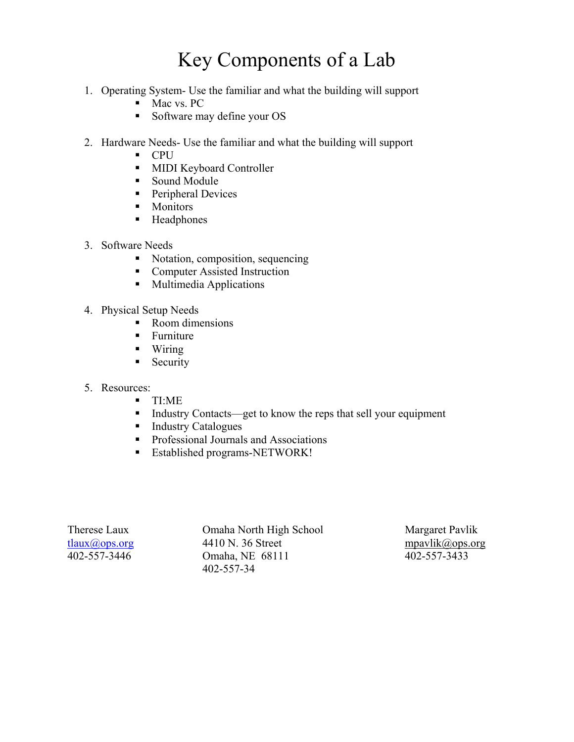# Key Components of a Lab

1. Operating System- Use the familiar and what the building will support
   - Mac vs. PC
   - Software may define your OS

2. Hardware Needs- Use the familiar and what the building will support
   - CPU
   - MIDI Keyboard Controller
   - Sound Module
   - Peripheral Devices
   - Monitors
   - Headphones

3. Software Needs
   - Notation, composition, sequencing
   - Computer Assisted Instruction
   - Multimedia Applications

4. Physical Setup Needs
   - Room dimensions
   - Furniture
   - Wiring
   - Security

5. Resources:
   - TI:ME
   - Industry Contacts—get to know the reps that sell your equipment
   - Industry Catalogues
   - Professional Journals and Associations
   - Established programs-NETWORK!

Therese Laux
tlaux@ops.org
402-557-3446

Omaha North High School
4410 N. 36 Street
Omaha, NE 68111
402-557-34

Margaret Pavlik
mpavlik@ops.org
402-557-3433